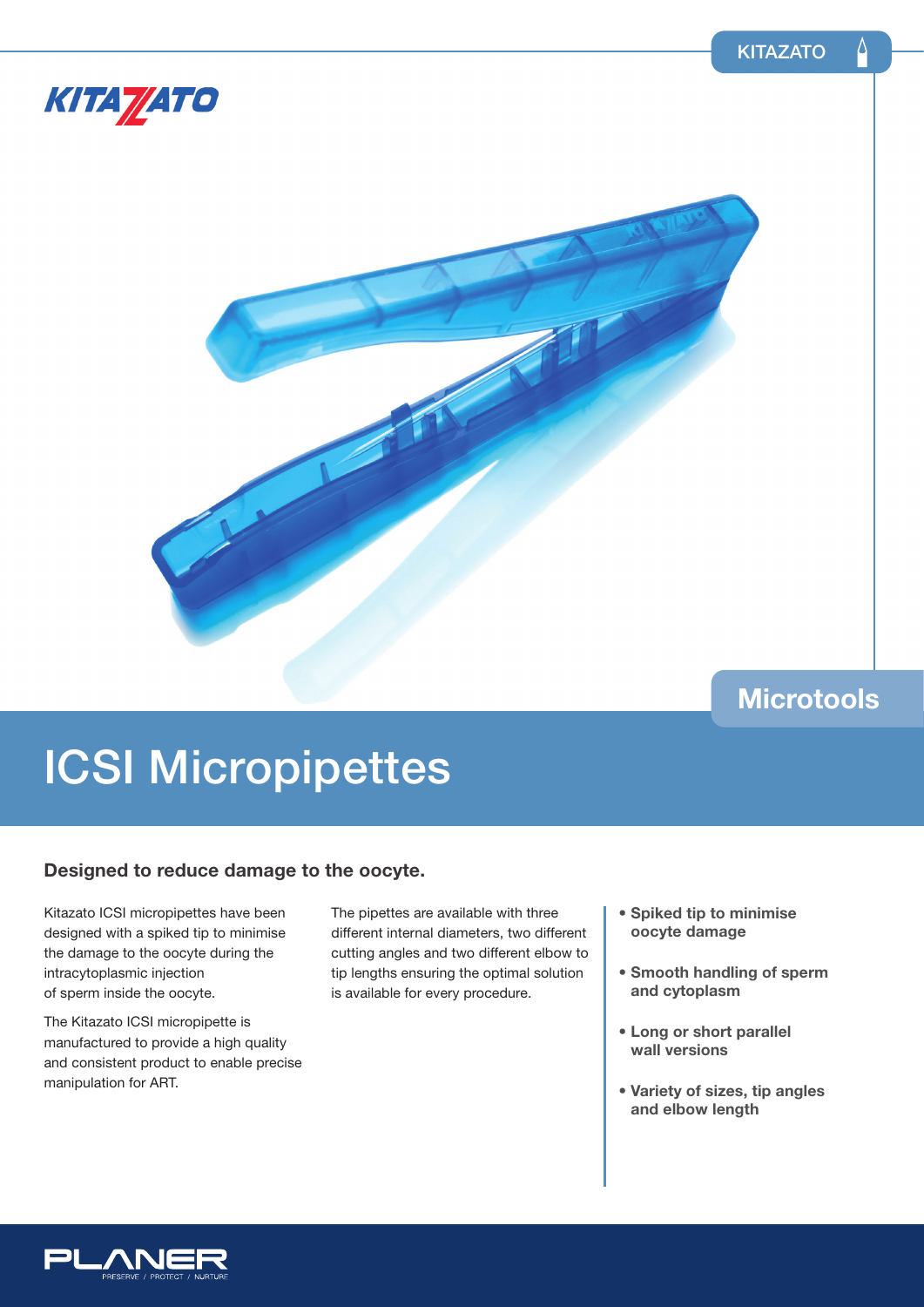KITAZATO

Microtools

# ICSI Micropipettes

## Designed to reduce damage to the oocyte.

Kitazato ICSI micropipettes have been designed with a spiked tip to minimise the damage to the oocyte during the intracytoplasmic injection of sperm inside the oocyte.

The Kitazato ICSI micropipette is manufactured to provide a high quality and consistent product to enable precise manipulation for ART.

The pipettes are available with three different internal diameters, two different cutting angles and two different elbow to tip lengths ensuring the optimal solution is available for every procedure.

- **Spiked tip to minimise oocyte damage**
- **Smooth handling of sperm and cytoplasm**
- **Long or short parallel wall versions**
- **Variety of sizes, tip angles and elbow length**

PLANER
PRESERVE / PROTECT / NURTURE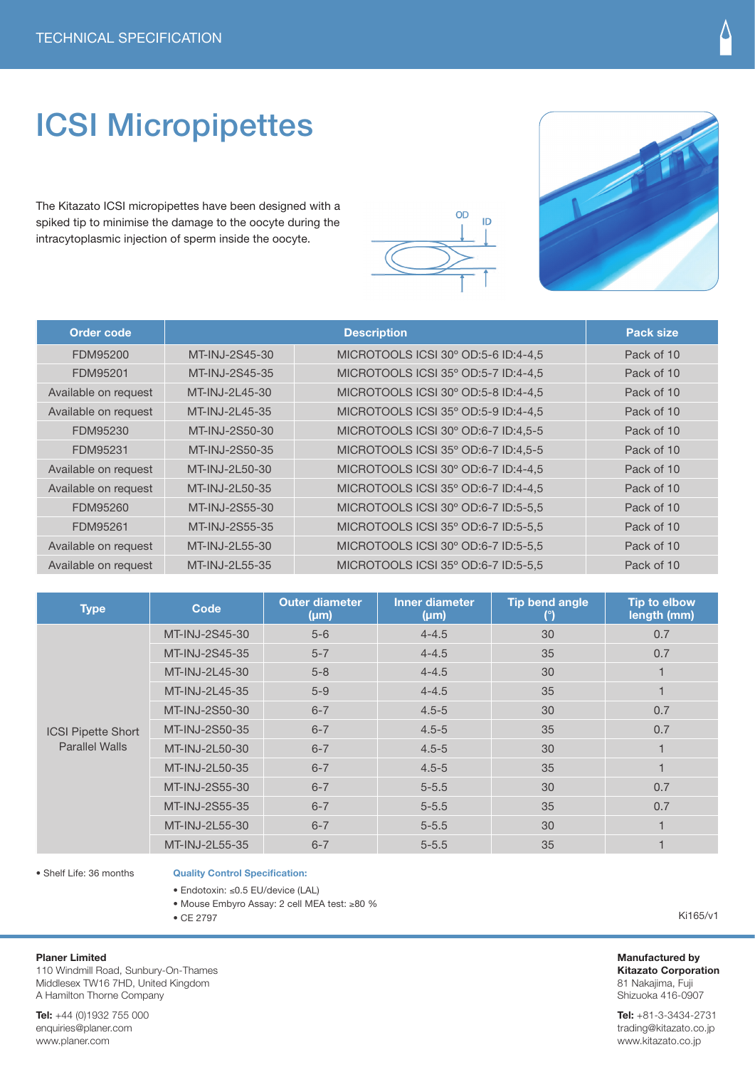TECHNICAL SPECIFICATION

# ICSI Micropipettes

The Kitazato ICSI micropipettes have been designed with a spiked tip to minimise the damage to the oocyte during the intracytoplasmic injection of sperm inside the oocyte.

OD
ID

| Order code | Description | | Pack size |
|---|---|---|---|
| FDM95200 | MT-INJ-2S45-30 | MICROTOOLS ICSI 30° OD:5-6 ID:4-4,5 | Pack of 10 |
| FDM95201 | MT-INJ-2S45-35 | MICROTOOLS ICSI 35° OD:5-7 ID:4-4,5 | Pack of 10 |
| Available on request | MT-INJ-2L45-30 | MICROTOOLS ICSI 30° OD:5-8 ID:4-4,5 | Pack of 10 |
| Available on request | MT-INJ-2L45-35 | MICROTOOLS ICSI 35° OD:5-9 ID:4-4,5 | Pack of 10 |
| FDM95230 | MT-INJ-2S50-30 | MICROTOOLS ICSI 30° OD:6-7 ID:4,5-5 | Pack of 10 |
| FDM95231 | MT-INJ-2S50-35 | MICROTOOLS ICSI 35° OD:6-7 ID:4,5-5 | Pack of 10 |
| Available on request | MT-INJ-2L50-30 | MICROTOOLS ICSI 30° OD:6-7 ID:4-4,5 | Pack of 10 |
| Available on request | MT-INJ-2L50-35 | MICROTOOLS ICSI 35° OD:6-7 ID:4-4,5 | Pack of 10 |
| FDM95260 | MT-INJ-2S55-30 | MICROTOOLS ICSI 30° OD:6-7 ID:5-5,5 | Pack of 10 |
| FDM95261 | MT-INJ-2S55-35 | MICROTOOLS ICSI 35° OD:6-7 ID:5-5,5 | Pack of 10 |
| Available on request | MT-INJ-2L55-30 | MICROTOOLS ICSI 30° OD:6-7 ID:5-5,5 | Pack of 10 |
| Available on request | MT-INJ-2L55-35 | MICROTOOLS ICSI 35° OD:6-7 ID:5-5,5 | Pack of 10 |

| Type | Code | Outer diameter (µm) | Inner diameter (µm) | Tip bend angle (°) | Tip to elbow length (mm) |
|---|---|---|---|---|---|
| ICSI Pipette Short Parallel Walls | MT-INJ-2S45-30 | 5-6 | 4-4.5 | 30 | 0.7 |
| | MT-INJ-2S45-35 | 5-7 | 4-4.5 | 35 | 0.7 |
| | MT-INJ-2L45-30 | 5-8 | 4-4.5 | 30 | 1 |
| | MT-INJ-2L45-35 | 5-9 | 4-4.5 | 35 | 1 |
| | MT-INJ-2S50-30 | 6-7 | 4.5-5 | 30 | 0.7 |
| | MT-INJ-2S50-35 | 6-7 | 4.5-5 | 35 | 0.7 |
| | MT-INJ-2L50-30 | 6-7 | 4.5-5 | 30 | 1 |
| | MT-INJ-2L50-35 | 6-7 | 4.5-5 | 35 | 1 |
| | MT-INJ-2S55-30 | 6-7 | 5-5.5 | 30 | 0.7 |
| | MT-INJ-2S55-35 | 6-7 | 5-5.5 | 35 | 0.7 |
| | MT-INJ-2L55-30 | 6-7 | 5-5.5 | 30 | 1 |
| | MT-INJ-2L55-35 | 6-7 | 5-5.5 | 35 | 1 |

- Shelf Life: 36 months

**Quality Control Specification:**

- Endotoxin: ≤0.5 EU/device (LAL)
- Mouse Embryo Assay: 2 cell MEA test: ≥80 %
- CE 2797

Ki165/v1

**Planer Limited**
110 Windmill Road, Sunbury-On-Thames
Middlesex TW16 7HD, United Kingdom
A Hamilton Thorne Company

**Tel:** +44 (0)1932 755 000
enquiries@planer.com
www.planer.com

**Manufactured by**
**Kitazato Corporation**
81 Nakajima, Fuji
Shizuoka 416-0907

**Tel:** +81-3-3434-2731
trading@kitazato.co.jp
www.kitazato.co.jp